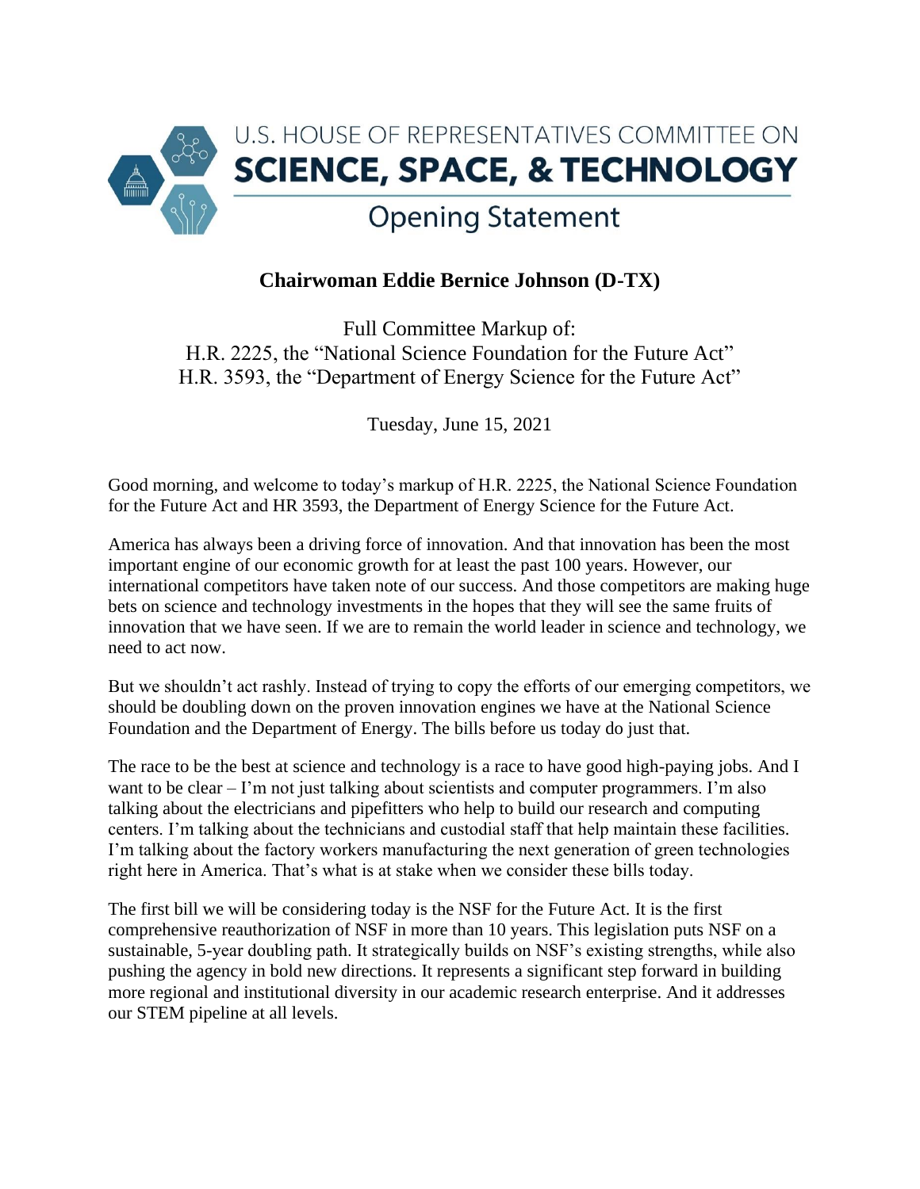# U.S. HOUSE OF REPRESENTATIVES COMMITTEE ON SCIENCE, SPACE, & TECHNOLOGY

## Opening Statement

**Chairwoman Eddie Bernice Johnson (D-TX)**

Full Committee Markup of:
H.R. 2225, the "National Science Foundation for the Future Act"
H.R. 3593, the "Department of Energy Science for the Future Act"

Tuesday, June 15, 2021

Good morning, and welcome to today's markup of H.R. 2225, the National Science Foundation for the Future Act and HR 3593, the Department of Energy Science for the Future Act.

America has always been a driving force of innovation. And that innovation has been the most important engine of our economic growth for at least the past 100 years. However, our international competitors have taken note of our success. And those competitors are making huge bets on science and technology investments in the hopes that they will see the same fruits of innovation that we have seen. If we are to remain the world leader in science and technology, we need to act now.

But we shouldn't act rashly. Instead of trying to copy the efforts of our emerging competitors, we should be doubling down on the proven innovation engines we have at the National Science Foundation and the Department of Energy. The bills before us today do just that.

The race to be the best at science and technology is a race to have good high-paying jobs. And I want to be clear – I'm not just talking about scientists and computer programmers. I'm also talking about the electricians and pipefitters who help to build our research and computing centers. I'm talking about the technicians and custodial staff that help maintain these facilities. I'm talking about the factory workers manufacturing the next generation of green technologies right here in America. That's what is at stake when we consider these bills today.

The first bill we will be considering today is the NSF for the Future Act. It is the first comprehensive reauthorization of NSF in more than 10 years. This legislation puts NSF on a sustainable, 5-year doubling path. It strategically builds on NSF's existing strengths, while also pushing the agency in bold new directions. It represents a significant step forward in building more regional and institutional diversity in our academic research enterprise. And it addresses our STEM pipeline at all levels.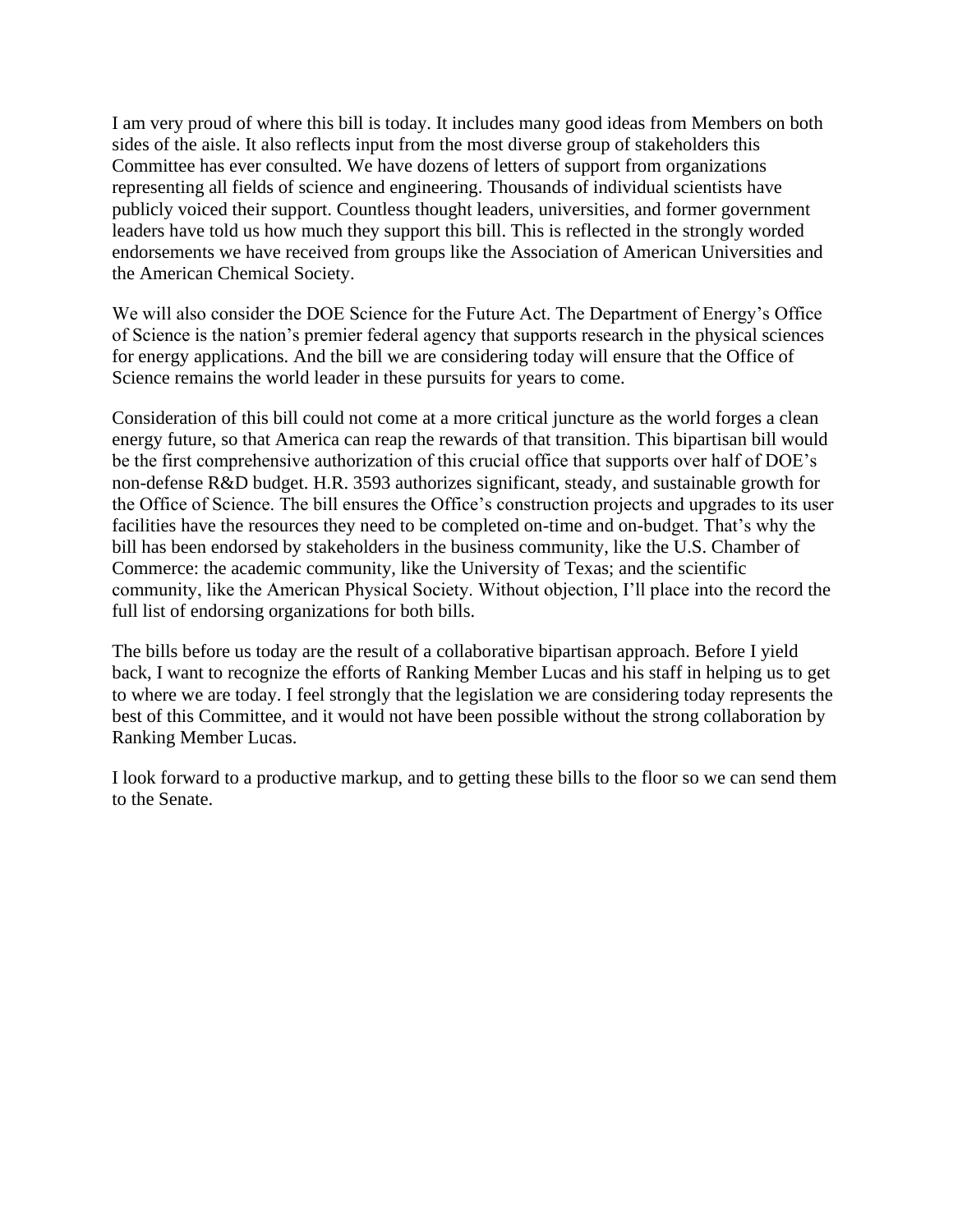I am very proud of where this bill is today. It includes many good ideas from Members on both sides of the aisle. It also reflects input from the most diverse group of stakeholders this Committee has ever consulted. We have dozens of letters of support from organizations representing all fields of science and engineering. Thousands of individual scientists have publicly voiced their support. Countless thought leaders, universities, and former government leaders have told us how much they support this bill. This is reflected in the strongly worded endorsements we have received from groups like the Association of American Universities and the American Chemical Society.

We will also consider the DOE Science for the Future Act. The Department of Energy's Office of Science is the nation's premier federal agency that supports research in the physical sciences for energy applications. And the bill we are considering today will ensure that the Office of Science remains the world leader in these pursuits for years to come.

Consideration of this bill could not come at a more critical juncture as the world forges a clean energy future, so that America can reap the rewards of that transition. This bipartisan bill would be the first comprehensive authorization of this crucial office that supports over half of DOE's non-defense R&D budget. H.R. 3593 authorizes significant, steady, and sustainable growth for the Office of Science. The bill ensures the Office's construction projects and upgrades to its user facilities have the resources they need to be completed on-time and on-budget. That's why the bill has been endorsed by stakeholders in the business community, like the U.S. Chamber of Commerce: the academic community, like the University of Texas; and the scientific community, like the American Physical Society. Without objection, I'll place into the record the full list of endorsing organizations for both bills.

The bills before us today are the result of a collaborative bipartisan approach. Before I yield back, I want to recognize the efforts of Ranking Member Lucas and his staff in helping us to get to where we are today. I feel strongly that the legislation we are considering today represents the best of this Committee, and it would not have been possible without the strong collaboration by Ranking Member Lucas.

I look forward to a productive markup, and to getting these bills to the floor so we can send them to the Senate.